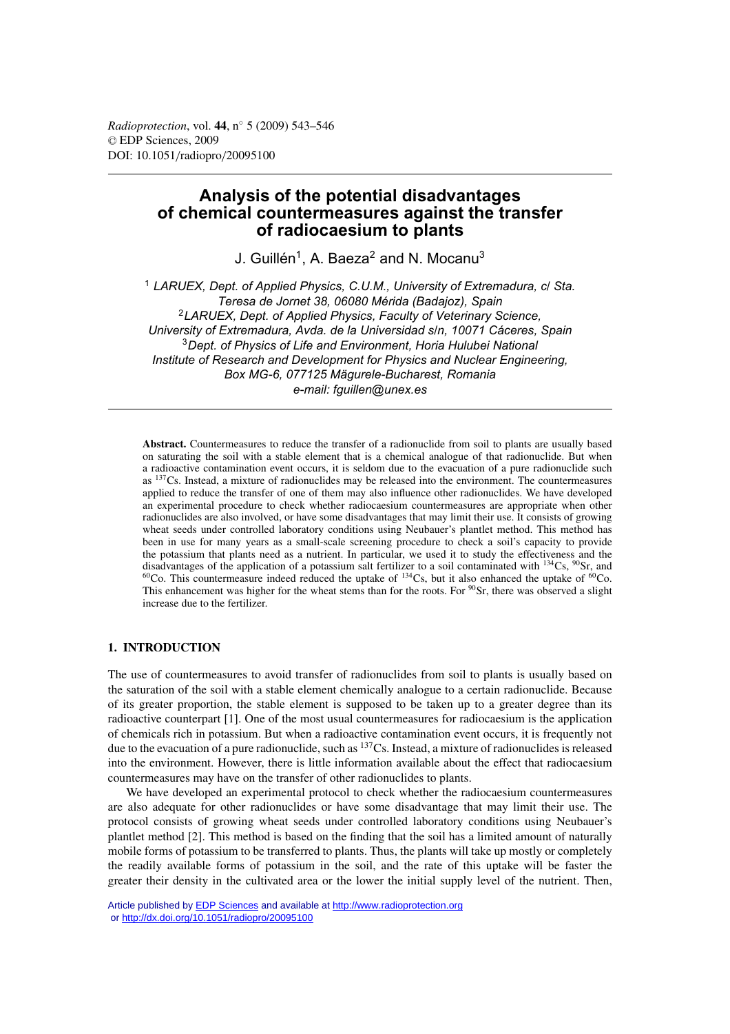# Analysis of the potential disadvantages of chemical countermeasures against the transfer of radiocaesium to plants

J. Guillén[1], A. Baeza[2] and N. Mocanu[3]

[1] *LARUEX, Dept. of Applied Physics, C.U.M., University of Extremadura, c/ Sta. Teresa de Jornet 38, 06080 Mérida (Badajoz), Spain*
[2] *LARUEX, Dept. of Applied Physics, Faculty of Veterinary Science, University of Extremadura, Avda. de la Universidad s/n, 10071 Cáceres, Spain*
[3] *Dept. of Physics of Life and Environment, Horia Hulubei National Institute of Research and Development for Physics and Nuclear Engineering, Box MG-6, 077125 Măgurele-Bucharest, Romania*
*e-mail: fguillen@unex.es*

**Abstract.** Countermeasures to reduce the transfer of a radionuclide from soil to plants are usually based on saturating the soil with a stable element that is a chemical analogue of that radionuclide. But when a radioactive contamination event occurs, it is seldom due to the evacuation of a pure radionuclide such as $^{137}$Cs. Instead, a mixture of radionuclides may be released into the environment. The countermeasures applied to reduce the transfer of one of them may also influence other radionuclides. We have developed an experimental procedure to check whether radiocaesium countermeasures are appropriate when other radionuclides are also involved, or have some disadvantages that may limit their use. It consists of growing wheat seeds under controlled laboratory conditions using Neubauer's plantlet method. This method has been in use for many years as a small-scale screening procedure to check a soil's capacity to provide the potassium that plants need as a nutrient. In particular, we used it to study the effectiveness and the disadvantages of the application of a potassium salt fertilizer to a soil contaminated with $^{134}$Cs, $^{90}$Sr, and $^{60}$Co. This countermeasure indeed reduced the uptake of $^{134}$Cs, but it also enhanced the uptake of $^{60}$Co. This enhancement was higher for the wheat stems than for the roots. For $^{90}$Sr, there was observed a slight increase due to the fertilizer.

## 1. INTRODUCTION

The use of countermeasures to avoid transfer of radionuclides from soil to plants is usually based on the saturation of the soil with a stable element chemically analogue to a certain radionuclide. Because of its greater proportion, the stable element is supposed to be taken up to a greater degree than its radioactive counterpart [1]. One of the most usual countermeasures for radiocaesium is the application of chemicals rich in potassium. But when a radioactive contamination event occurs, it is frequently not due to the evacuation of a pure radionuclide, such as $^{137}$Cs. Instead, a mixture of radionuclides is released into the environment. However, there is little information available about the effect that radiocaesium countermeasures may have on the transfer of other radionuclides to plants.

We have developed an experimental protocol to check whether the radiocaesium countermeasures are also adequate for other radionuclides or have some disadvantage that may limit their use. The protocol consists of growing wheat seeds under controlled laboratory conditions using Neubauer's plantlet method [2]. This method is based on the finding that the soil has a limited amount of naturally mobile forms of potassium to be transferred to plants. Thus, the plants will take up mostly or completely the readily available forms of potassium in the soil, and the rate of this uptake will be faster the greater their density in the cultivated area or the lower the initial supply level of the nutrient. Then,

Article published by EDP Sciences and available at http://www.radioprotection.org or http://dx.doi.org/10.1051/radiopro/20095100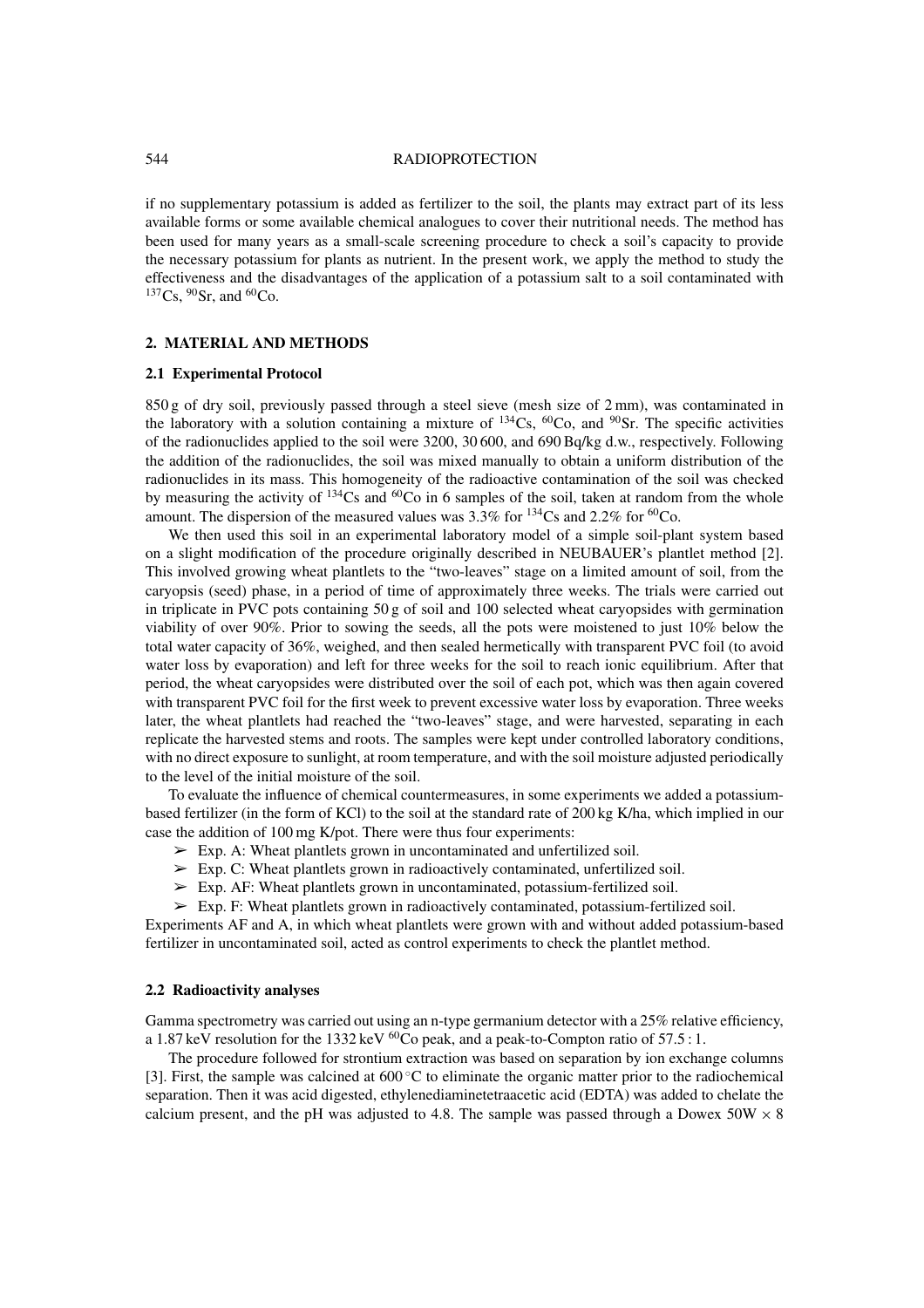if no supplementary potassium is added as fertilizer to the soil, the plants may extract part of its less available forms or some available chemical analogues to cover their nutritional needs. The method has been used for many years as a small-scale screening procedure to check a soil's capacity to provide the necessary potassium for plants as nutrient. In the present work, we apply the method to study the effectiveness and the disadvantages of the application of a potassium salt to a soil contaminated with $^{137}$Cs, $^{90}$Sr, and $^{60}$Co.

## 2. MATERIAL AND METHODS

### 2.1 Experimental Protocol

850 g of dry soil, previously passed through a steel sieve (mesh size of 2 mm), was contaminated in the laboratory with a solution containing a mixture of $^{134}$Cs, $^{60}$Co, and $^{90}$Sr. The specific activities of the radionuclides applied to the soil were 3200, 30 600, and 690 Bq/kg d.w., respectively. Following the addition of the radionuclides, the soil was mixed manually to obtain a uniform distribution of the radionuclides in its mass. This homogeneity of the radioactive contamination of the soil was checked by measuring the activity of $^{134}$Cs and $^{60}$Co in 6 samples of the soil, taken at random from the whole amount. The dispersion of the measured values was 3.3% for $^{134}$Cs and 2.2% for $^{60}$Co.

We then used this soil in an experimental laboratory model of a simple soil-plant system based on a slight modification of the procedure originally described in NEUBAUER's plantlet method [2]. This involved growing wheat plantlets to the "two-leaves" stage on a limited amount of soil, from the caryopsis (seed) phase, in a period of time of approximately three weeks. The trials were carried out in triplicate in PVC pots containing 50 g of soil and 100 selected wheat caryopsides with germination viability of over 90%. Prior to sowing the seeds, all the pots were moistened to just 10% below the total water capacity of 36%, weighed, and then sealed hermetically with transparent PVC foil (to avoid water loss by evaporation) and left for three weeks for the soil to reach ionic equilibrium. After that period, the wheat caryopsides were distributed over the soil of each pot, which was then again covered with transparent PVC foil for the first week to prevent excessive water loss by evaporation. Three weeks later, the wheat plantlets had reached the "two-leaves" stage, and were harvested, separating in each replicate the harvested stems and roots. The samples were kept under controlled laboratory conditions, with no direct exposure to sunlight, at room temperature, and with the soil moisture adjusted periodically to the level of the initial moisture of the soil.

To evaluate the influence of chemical countermeasures, in some experiments we added a potassium-based fertilizer (in the form of KCl) to the soil at the standard rate of 200 kg K/ha, which implied in our case the addition of 100 mg K/pot. There were thus four experiments:

- ➢ Exp. A: Wheat plantlets grown in uncontaminated and unfertilized soil.
- ➢ Exp. C: Wheat plantlets grown in radioactively contaminated, unfertilized soil.
- ➢ Exp. AF: Wheat plantlets grown in uncontaminated, potassium-fertilized soil.
- ➢ Exp. F: Wheat plantlets grown in radioactively contaminated, potassium-fertilized soil.

Experiments AF and A, in which wheat plantlets were grown with and without added potassium-based fertilizer in uncontaminated soil, acted as control experiments to check the plantlet method.

### 2.2 Radioactivity analyses

Gamma spectrometry was carried out using an n-type germanium detector with a 25% relative efficiency, a 1.87 keV resolution for the 1332 keV $^{60}$Co peak, and a peak-to-Compton ratio of 57.5 : 1.

The procedure followed for strontium extraction was based on separation by ion exchange columns [3]. First, the sample was calcined at 600 °C to eliminate the organic matter prior to the radiochemical separation. Then it was acid digested, ethylenediaminetetraacetic acid (EDTA) was added to chelate the calcium present, and the pH was adjusted to 4.8. The sample was passed through a Dowex 50W × 8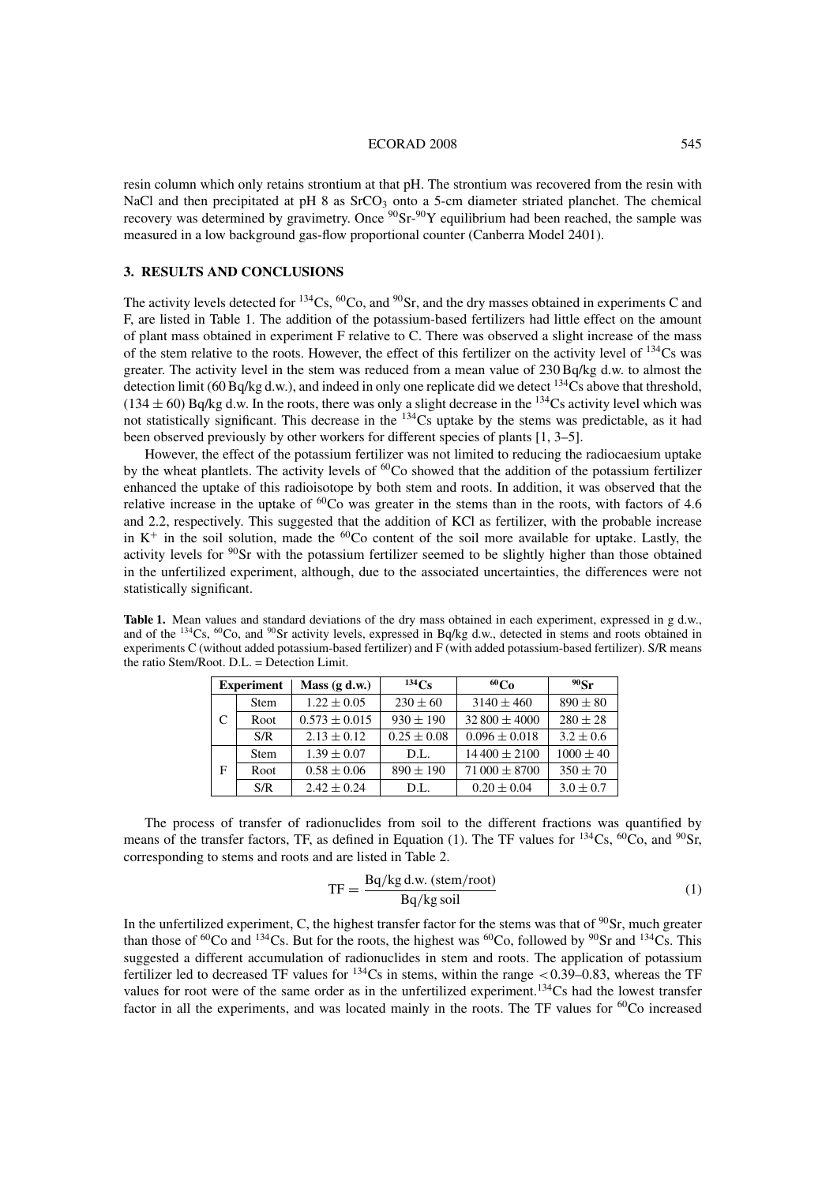resin column which only retains strontium at that pH. The strontium was recovered from the resin with NaCl and then precipitated at pH 8 as $SrCO_3$ onto a 5-cm diameter striated planchet. The chemical recovery was determined by gravimetry. Once $^{90}$Sr-$^{90}$Y equilibrium had been reached, the sample was measured in a low background gas-flow proportional counter (Canberra Model 2401).

## 3. RESULTS AND CONCLUSIONS

The activity levels detected for $^{134}$Cs, $^{60}$Co, and $^{90}$Sr, and the dry masses obtained in experiments C and F, are listed in Table 1. The addition of the potassium-based fertilizers had little effect on the amount of plant mass obtained in experiment F relative to C. There was observed a slight increase of the mass of the stem relative to the roots. However, the effect of this fertilizer on the activity level of $^{134}$Cs was greater. The activity level in the stem was reduced from a mean value of 230 Bq/kg d.w. to almost the detection limit (60 Bq/kg d.w.), and indeed in only one replicate did we detect $^{134}$Cs above that threshold, ($134 \pm 60$) Bq/kg d.w. In the roots, there was only a slight decrease in the $^{134}$Cs activity level which was not statistically significant. This decrease in the $^{134}$Cs uptake by the stems was predictable, as it had been observed previously by other workers for different species of plants [1, 3–5].

However, the effect of the potassium fertilizer was not limited to reducing the radiocaesium uptake by the wheat plantlets. The activity levels of $^{60}$Co showed that the addition of the potassium fertilizer enhanced the uptake of this radioisotope by both stem and roots. In addition, it was observed that the relative increase in the uptake of $^{60}$Co was greater in the stems than in the roots, with factors of 4.6 and 2.2, respectively. This suggested that the addition of KCl as fertilizer, with the probable increase in $K^+$ in the soil solution, made the $^{60}$Co content of the soil more available for uptake. Lastly, the activity levels for $^{90}$Sr with the potassium fertilizer seemed to be slightly higher than those obtained in the unfertilized experiment, although, due to the associated uncertainties, the differences were not statistically significant.

**Table 1.** Mean values and standard deviations of the dry mass obtained in each experiment, expressed in g d.w., and of the $^{134}$Cs, $^{60}$Co, and $^{90}$Sr activity levels, expressed in Bq/kg d.w., detected in stems and roots obtained in experiments C (without added potassium-based fertilizer) and F (with added potassium-based fertilizer). S/R means the ratio Stem/Root. D.L. = Detection Limit.

| Experiment | | Mass (g d.w.) | $^{134}$Cs | $^{60}$Co | $^{90}$Sr |
|---|---|---|---|---|---|
| C | Stem | $1.22 \pm 0.05$ | $230 \pm 60$ | $3140 \pm 460$ | $890 \pm 80$ |
| | Root | $0.573 \pm 0.015$ | $930 \pm 190$ | $32\,800 \pm 4000$ | $280 \pm 28$ |
| | S/R | $2.13 \pm 0.12$ | $0.25 \pm 0.08$ | $0.096 \pm 0.018$ | $3.2 \pm 0.6$ |
| F | Stem | $1.39 \pm 0.07$ | D.L. | $14\,400 \pm 2100$ | $1000 \pm 40$ |
| | Root | $0.58 \pm 0.06$ | $890 \pm 190$ | $71\,000 \pm 8700$ | $350 \pm 70$ |
| | S/R | $2.42 \pm 0.24$ | D.L. | $0.20 \pm 0.04$ | $3.0 \pm 0.7$ |

The process of transfer of radionuclides from soil to the different fractions was quantified by means of the transfer factors, TF, as defined in Equation (1). The TF values for $^{134}$Cs, $^{60}$Co, and $^{90}$Sr, corresponding to stems and roots and are listed in Table 2.

$$\mathrm{TF} = \frac{\mathrm{Bq/kg\,d.w.\,(stem/root)}}{\mathrm{Bq/kg\,soil}} \tag{1}$$

In the unfertilized experiment, C, the highest transfer factor for the stems was that of $^{90}$Sr, much greater than those of $^{60}$Co and $^{134}$Cs. But for the roots, the highest was $^{60}$Co, followed by $^{90}$Sr and $^{134}$Cs. This suggested a different accumulation of radionuclides in stem and roots. The application of potassium fertilizer led to decreased TF values for $^{134}$Cs in stems, within the range $<0.39$–$0.83$, whereas the TF values for root were of the same order as in the unfertilized experiment.$^{134}$Cs had the lowest transfer factor in all the experiments, and was located mainly in the roots. The TF values for $^{60}$Co increased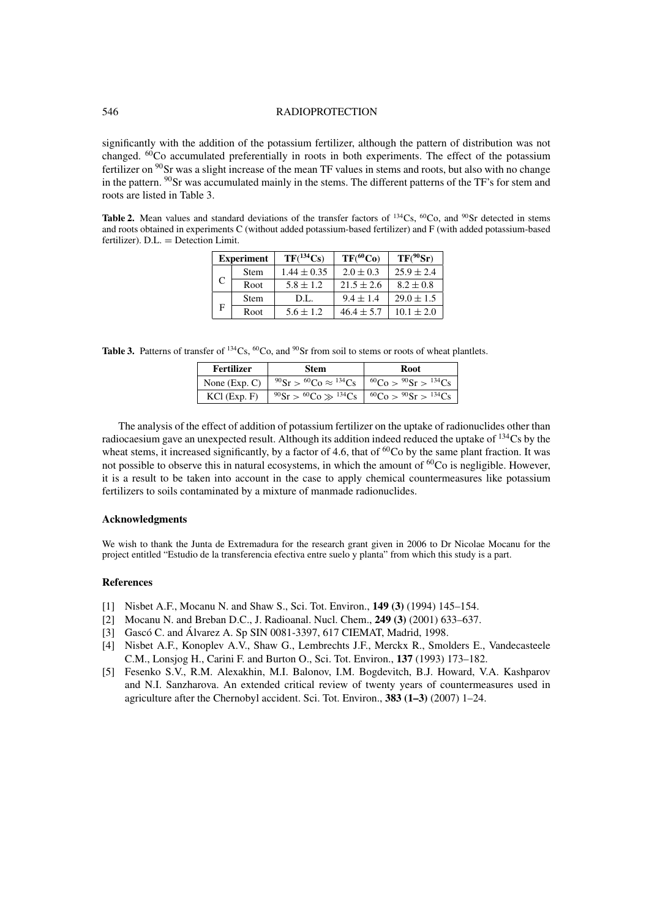significantly with the addition of the potassium fertilizer, although the pattern of distribution was not changed. $^{60}$Co accumulated preferentially in roots in both experiments. The effect of the potassium fertilizer on $^{90}$Sr was a slight increase of the mean TF values in stems and roots, but also with no change in the pattern. $^{90}$Sr was accumulated mainly in the stems. The different patterns of the TF's for stem and roots are listed in Table 3.

**Table 2.** Mean values and standard deviations of the transfer factors of $^{134}$Cs, $^{60}$Co, and $^{90}$Sr detected in stems and roots obtained in experiments C (without added potassium-based fertilizer) and F (with added potassium-based fertilizer). D.L. = Detection Limit.

| Experiment | | TF($^{134}$Cs) | TF($^{60}$Co) | TF($^{90}$Sr) |
|---|---|---|---|---|
| C | Stem | $1.44 \pm 0.35$ | $2.0 \pm 0.3$ | $25.9 \pm 2.4$ |
| | Root | $5.8 \pm 1.2$ | $21.5 \pm 2.6$ | $8.2 \pm 0.8$ |
| F | Stem | D.L. | $9.4 \pm 1.4$ | $29.0 \pm 1.5$ |
| | Root | $5.6 \pm 1.2$ | $46.4 \pm 5.7$ | $10.1 \pm 2.0$ |

**Table 3.** Patterns of transfer of $^{134}$Cs, $^{60}$Co, and $^{90}$Sr from soil to stems or roots of wheat plantlets.

| Fertilizer | Stem | Root |
|---|---|---|
| None (Exp. C) | $^{90}$Sr > $^{60}$Co ≈ $^{134}$Cs | $^{60}$Co > $^{90}$Sr > $^{134}$Cs |
| KCl (Exp. F) | $^{90}$Sr > $^{60}$Co ≫ $^{134}$Cs | $^{60}$Co > $^{90}$Sr > $^{134}$Cs |

The analysis of the effect of addition of potassium fertilizer on the uptake of radionuclides other than radiocaesium gave an unexpected result. Although its addition indeed reduced the uptake of $^{134}$Cs by the wheat stems, it increased significantly, by a factor of 4.6, that of $^{60}$Co by the same plant fraction. It was not possible to observe this in natural ecosystems, in which the amount of $^{60}$Co is negligible. However, it is a result to be taken into account in the case to apply chemical countermeasures like potassium fertilizers to soils contaminated by a mixture of manmade radionuclides.

### Acknowledgments

We wish to thank the Junta de Extremadura for the research grant given in 2006 to Dr Nicolae Mocanu for the project entitled "Estudio de la transferencia efectiva entre suelo y planta" from which this study is a part.

### References

[1] Nisbet A.F., Mocanu N. and Shaw S., Sci. Tot. Environ., **149 (3)** (1994) 145–154.

[2] Mocanu N. and Breban D.C., J. Radioanal. Nucl. Chem., **249 (3)** (2001) 633–637.

[3] Gascó C. and Álvarez A. Sp SIN 0081-3397, 617 CIEMAT, Madrid, 1998.

[4] Nisbet A.F., Konoplev A.V., Shaw G., Lembrechts J.F., Merckx R., Smolders E., Vandecasteele C.M., Lonsjog H., Carini F. and Burton O., Sci. Tot. Environ., **137** (1993) 173–182.

[5] Fesenko S.V., R.M. Alexakhin, M.I. Balonov, I.M. Bogdevitch, B.J. Howard, V.A. Kashparov and N.I. Sanzharova. An extended critical review of twenty years of countermeasures used in agriculture after the Chernobyl accident. Sci. Tot. Environ., **383 (1–3)** (2007) 1–24.